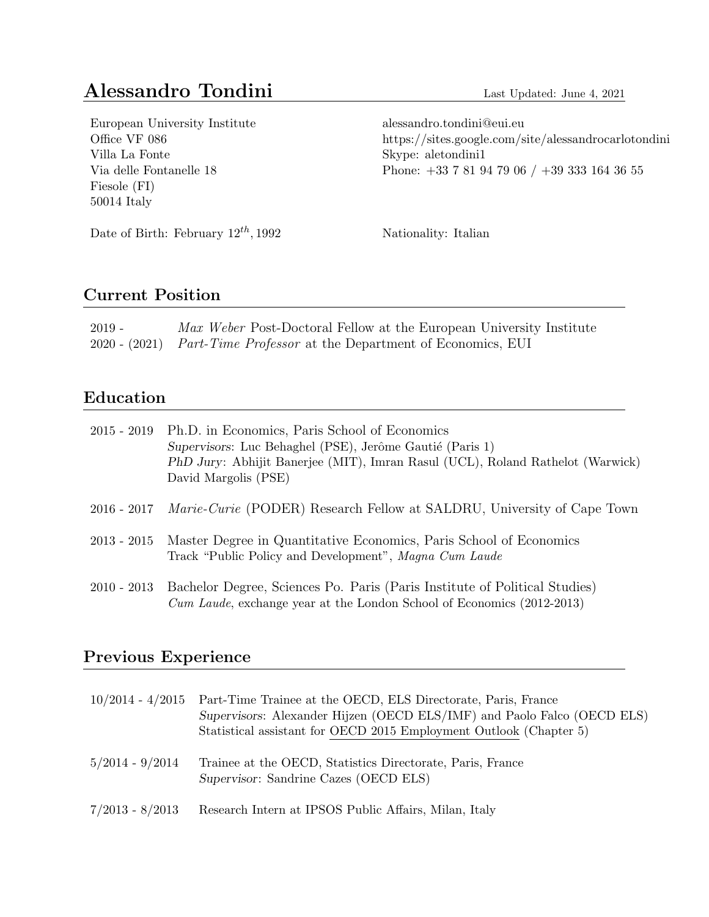# Alessandro Tondini

Last Updated: June 4, 2021

European University Institute
Office VF 086
Villa La Fonte
Via delle Fontanelle 18
Fiesole (FI)
50014 Italy

alessandro.tondini@eui.eu
https://sites.google.com/site/alessandrocarlotondini
Skype: aletondini1
Phone: +33 7 81 94 79 06 / +39 333 164 36 55

Date of Birth: February $12^{th}$, 1992

Nationality: Italian

## Current Position

| | |
|---|---|
| 2019 - | *Max Weber* Post-Doctoral Fellow at the European University Institute |
| 2020 - (2021) | *Part-Time Professor* at the Department of Economics, EUI |

## Education

**2015 - 2019** Ph.D. in Economics, Paris School of Economics
*Supervisors*: Luc Behaghel (PSE), Jerôme Gautié (Paris 1)
*PhD Jury*: Abhijit Banerjee (MIT), Imran Rasul (UCL), Roland Rathelot (Warwick) David Margolis (PSE)

**2016 - 2017** *Marie-Curie* (PODER) Research Fellow at SALDRU, University of Cape Town

**2013 - 2015** Master Degree in Quantitative Economics, Paris School of Economics
Track "Public Policy and Development", *Magna Cum Laude*

**2010 - 2013** Bachelor Degree, Sciences Po. Paris (Paris Institute of Political Studies)
*Cum Laude*, exchange year at the London School of Economics (2012-2013)

## Previous Experience

**10/2014 - 4/2015** Part-Time Trainee at the OECD, ELS Directorate, Paris, France
*Supervisors*: Alexander Hijzen (OECD ELS/IMF) and Paolo Falco (OECD ELS)
Statistical assistant for OECD 2015 Employment Outlook (Chapter 5)

**5/2014 - 9/2014** Trainee at the OECD, Statistics Directorate, Paris, France
*Supervisor*: Sandrine Cazes (OECD ELS)

**7/2013 - 8/2013** Research Intern at IPSOS Public Affairs, Milan, Italy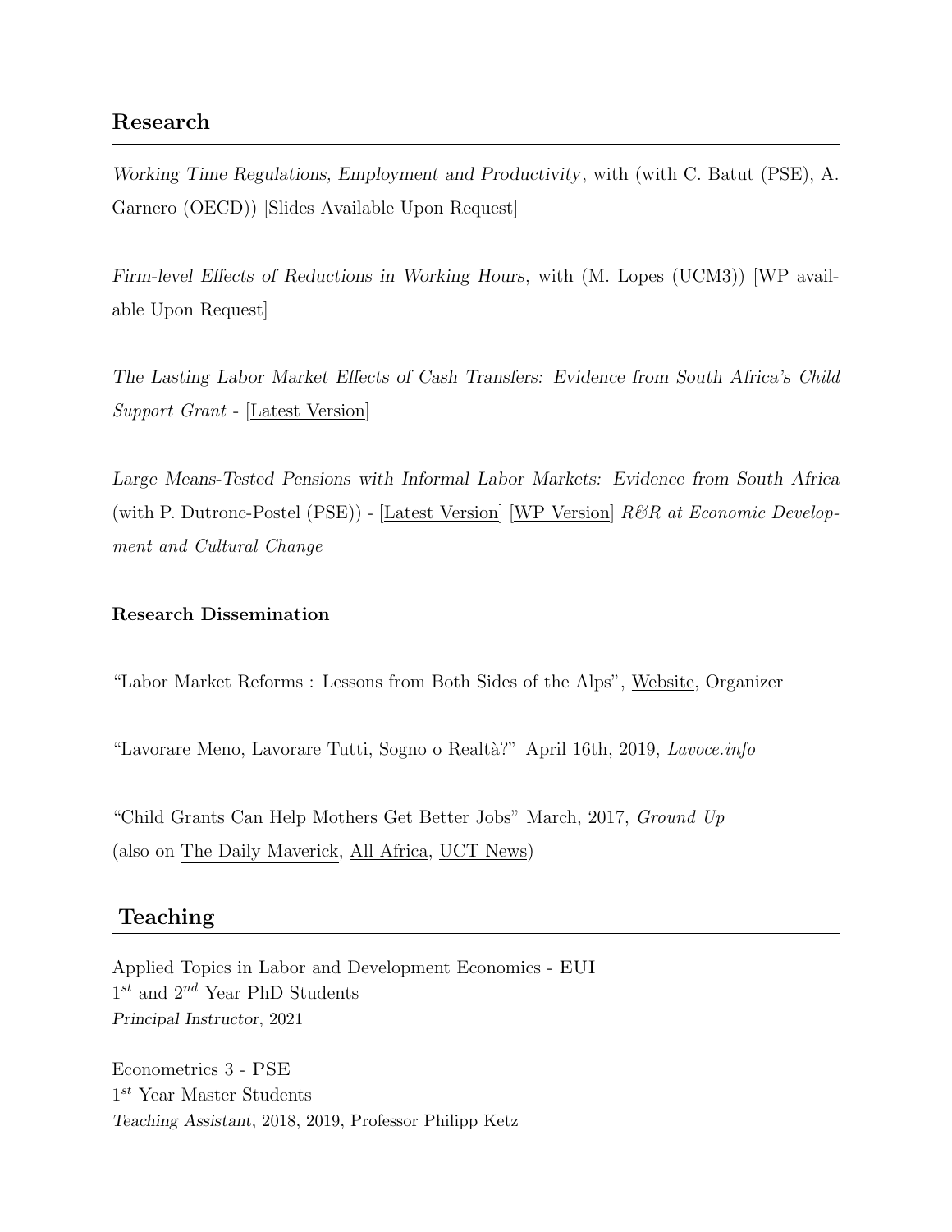## Research

*Working Time Regulations, Employment and Productivity*, with (with C. Batut (PSE), A. Garnero (OECD)) [Slides Available Upon Request]

*Firm-level Effects of Reductions in Working Hours*, with (M. Lopes (UCM3)) [WP available Upon Request]

*The Lasting Labor Market Effects of Cash Transfers: Evidence from South Africa's Child Support Grant* - [Latest Version]

*Large Means-Tested Pensions with Informal Labor Markets: Evidence from South Africa* (with P. Dutronc-Postel (PSE)) - [Latest Version] [WP Version] *R&R at Economic Development and Cultural Change*

### Research Dissemination

"Labor Market Reforms : Lessons from Both Sides of the Alps", Website, Organizer

"Lavorare Meno, Lavorare Tutti, Sogno o Realtà?" April 16th, 2019, *Lavoce.info*

"Child Grants Can Help Mothers Get Better Jobs" March, 2017, *Ground Up*
(also on The Daily Maverick, All Africa, UCT News)

## Teaching

Applied Topics in Labor and Development Economics - EUI
$1^{st}$ and $2^{nd}$ Year PhD Students
*Principal Instructor*, 2021

Econometrics 3 - PSE
$1^{st}$ Year Master Students
*Teaching Assistant*, 2018, 2019, Professor Philipp Ketz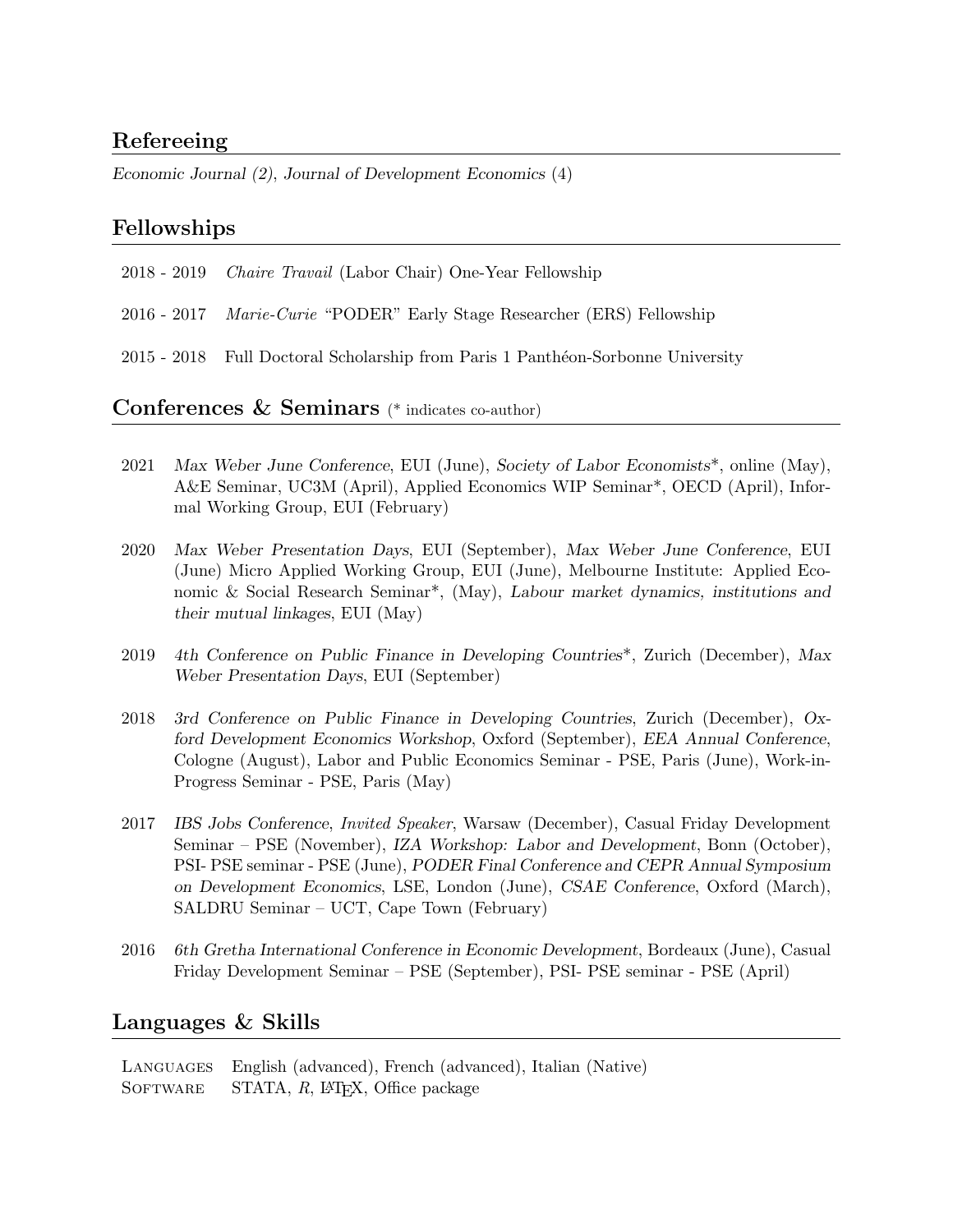## Refereeing

*Economic Journal (2)*, *Journal of Development Economics* (4)

## Fellowships

2018 - 2019 *Chaire Travail* (Labor Chair) One-Year Fellowship

2016 - 2017 *Marie-Curie* "PODER" Early Stage Researcher (ERS) Fellowship

2015 - 2018 Full Doctoral Scholarship from Paris 1 Panthéon-Sorbonne University

## Conferences & Seminars (* indicates co-author)

2021 *Max Weber June Conference*, EUI (June), *Society of Labor Economists**, online (May), A&E Seminar, UC3M (April), Applied Economics WIP Seminar*, OECD (April), Informal Working Group, EUI (February)

2020 *Max Weber Presentation Days*, EUI (September), *Max Weber June Conference*, EUI (June) Micro Applied Working Group, EUI (June), Melbourne Institute: Applied Economic & Social Research Seminar*, (May), *Labour market dynamics, institutions and their mutual linkages*, EUI (May)

2019 *4th Conference on Public Finance in Developing Countries**, Zurich (December), *Max Weber Presentation Days*, EUI (September)

2018 *3rd Conference on Public Finance in Developing Countries*, Zurich (December), *Oxford Development Economics Workshop*, Oxford (September), *EEA Annual Conference*, Cologne (August), Labor and Public Economics Seminar - PSE, Paris (June), Work-in-Progress Seminar - PSE, Paris (May)

2017 *IBS Jobs Conference*, *Invited Speaker*, Warsaw (December), Casual Friday Development Seminar – PSE (November), *IZA Workshop: Labor and Development*, Bonn (October), PSI- PSE seminar - PSE (June), *PODER Final Conference and CEPR Annual Symposium on Development Economics*, LSE, London (June), *CSAE Conference*, Oxford (March), SALDRU Seminar – UCT, Cape Town (February)

2016 *6th Gretha International Conference in Economic Development*, Bordeaux (June), Casual Friday Development Seminar – PSE (September), PSI- PSE seminar - PSE (April)

## Languages & Skills

Languages English (advanced), French (advanced), Italian (Native)
Software STATA, *R*, LaTeX, Office package